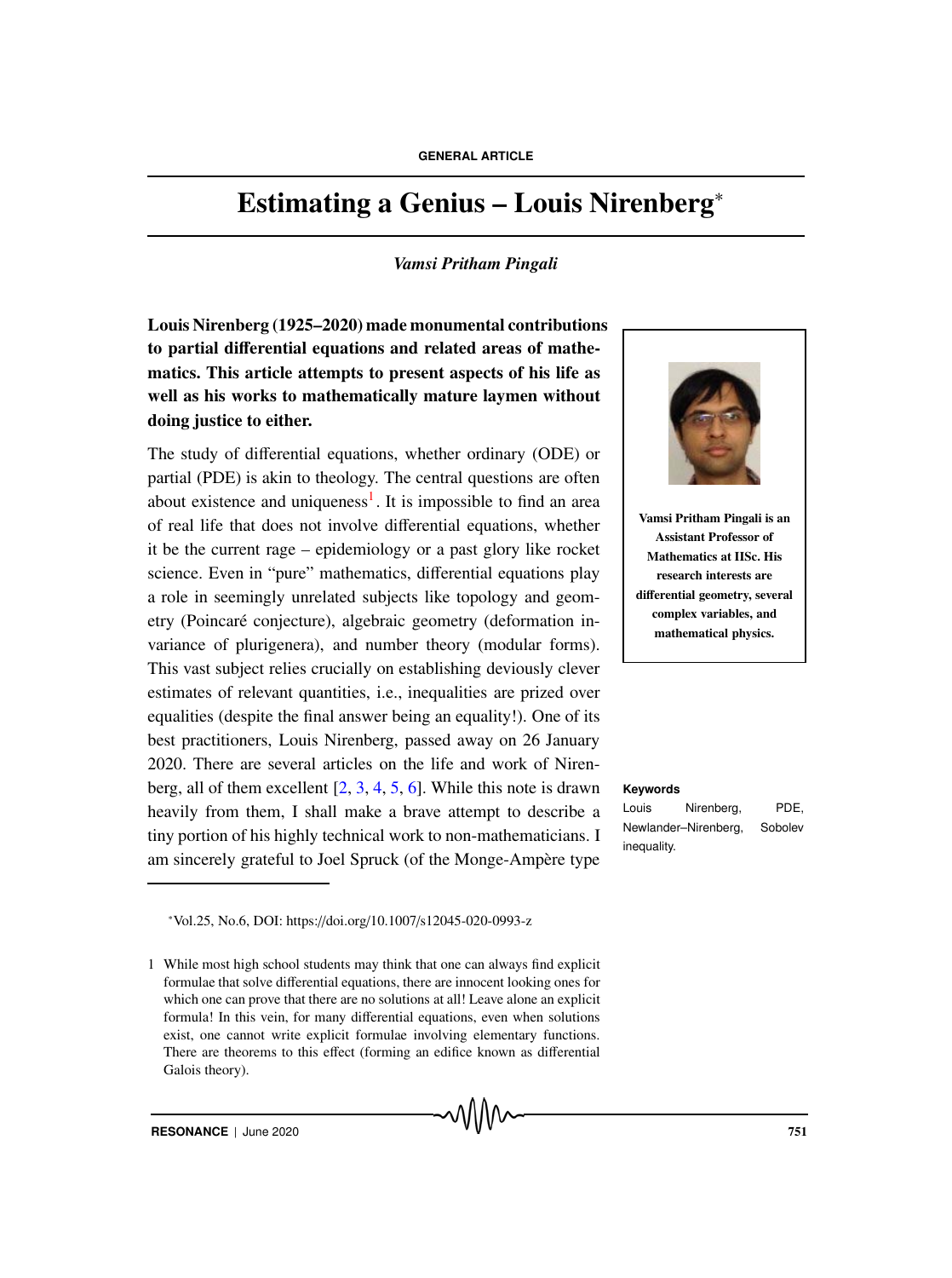# Estimating a Genius – Louis Nirenberg*

*Vamsi Pritham Pingali*

**Louis Nirenberg (1925–2020) made monumental contributions to partial differential equations and related areas of mathematics. This article attempts to present aspects of his life as well as his works to mathematically mature laymen without doing justice to either.**

Vamsi Pritham Pingali is an Assistant Professor of Mathematics at IISc. His research interests are differential geometry, several complex variables, and mathematical physics.

The study of differential equations, whether ordinary (ODE) or partial (PDE) is akin to theology. The central questions are often about existence and uniqueness[1]. It is impossible to find an area of real life that does not involve differential equations, whether it be the current rage – epidemiology or a past glory like rocket science. Even in "pure" mathematics, differential equations play a role in seemingly unrelated subjects like topology and geometry (Poincaré conjecture), algebraic geometry (deformation invariance of plurigenera), and number theory (modular forms). This vast subject relies crucially on establishing deviously clever estimates of relevant quantities, i.e., inequalities are prized over equalities (despite the final answer being an equality!). One of its best practitioners, Louis Nirenberg, passed away on 26 January 2020. There are several articles on the life and work of Nirenberg, all of them excellent [2, 3, 4, 5, 6]. While this note is drawn heavily from them, I shall make a brave attempt to describe a tiny portion of his highly technical work to non-mathematicians. I am sincerely grateful to Joel Spruck (of the Monge-Ampère type

**Keywords**

Louis Nirenberg, PDE, Newlander–Nirenberg, Sobolev inequality.

*Vol.25, No.6, DOI: https://doi.org/10.1007/s12045-020-0993-z

1 While most high school students may think that one can always find explicit formulae that solve differential equations, there are innocent looking ones for which one can prove that there are no solutions at all! Leave alone an explicit formula! In this vein, for many differential equations, even when solutions exist, one cannot write explicit formulae involving elementary functions. There are theorems to this effect (forming an edifice known as differential Galois theory).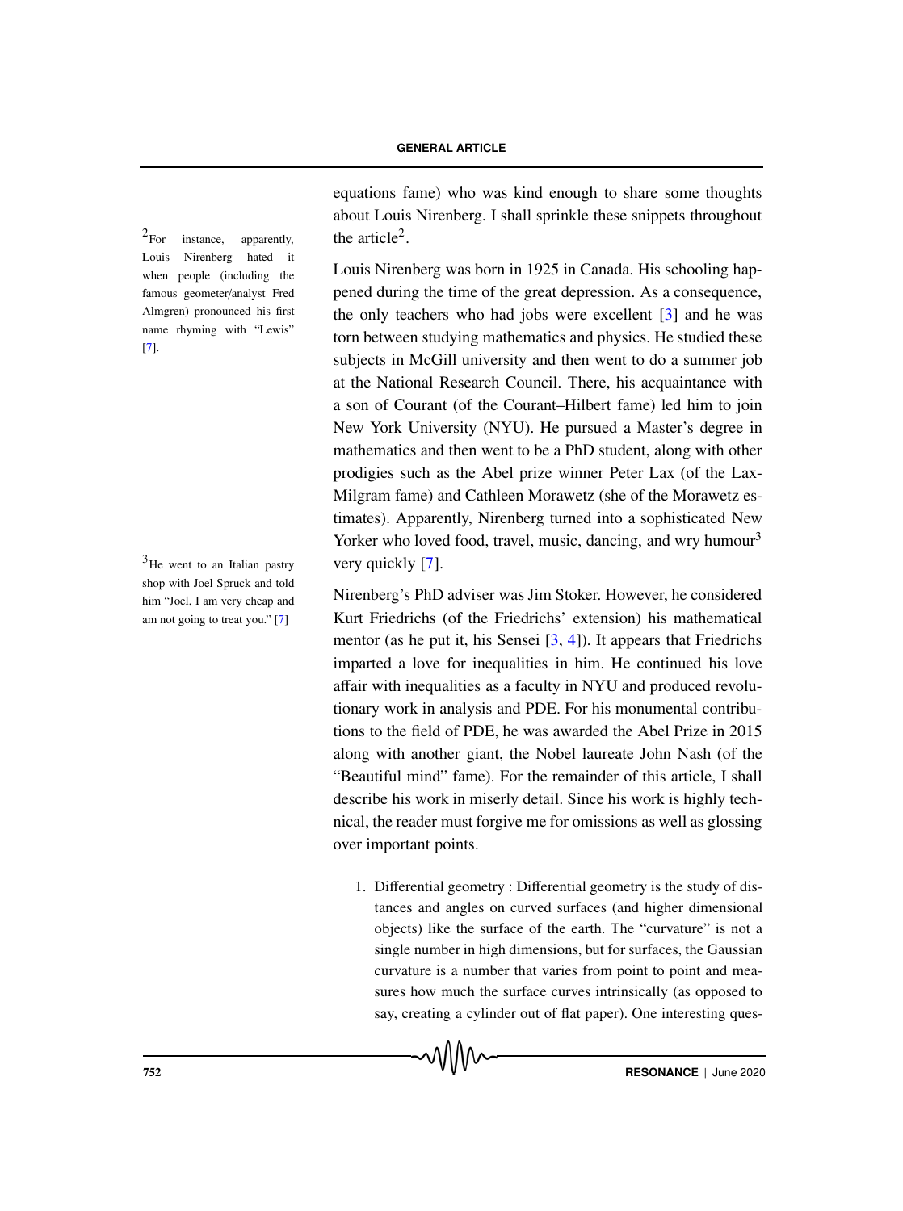equations fame) who was kind enough to share some thoughts about Louis Nirenberg. I shall sprinkle these snippets throughout the article[2].

Louis Nirenberg was born in 1925 in Canada. His schooling happened during the time of the great depression. As a consequence, the only teachers who had jobs were excellent [3] and he was torn between studying mathematics and physics. He studied these subjects in McGill university and then went to do a summer job at the National Research Council. There, his acquaintance with a son of Courant (of the Courant–Hilbert fame) led him to join New York University (NYU). He pursued a Master's degree in mathematics and then went to be a PhD student, along with other prodigies such as the Abel prize winner Peter Lax (of the Lax-Milgram fame) and Cathleen Morawetz (she of the Morawetz estimates). Apparently, Nirenberg turned into a sophisticated New Yorker who loved food, travel, music, dancing, and wry humour[3] very quickly [7].

Nirenberg's PhD adviser was Jim Stoker. However, he considered Kurt Friedrichs (of the Friedrichs' extension) his mathematical mentor (as he put it, his Sensei [3, 4]). It appears that Friedrichs imparted a love for inequalities in him. He continued his love affair with inequalities as a faculty in NYU and produced revolutionary work in analysis and PDE. For his monumental contributions to the field of PDE, he was awarded the Abel Prize in 2015 along with another giant, the Nobel laureate John Nash (of the "Beautiful mind" fame). For the remainder of this article, I shall describe his work in miserly detail. Since his work is highly technical, the reader must forgive me for omissions as well as glossing over important points.

1. Differential geometry : Differential geometry is the study of distances and angles on curved surfaces (and higher dimensional objects) like the surface of the earth. The "curvature" is not a single number in high dimensions, but for surfaces, the Gaussian curvature is a number that varies from point to point and measures how much the surface curves intrinsically (as opposed to say, creating a cylinder out of flat paper). One interesting ques-

[2] For instance, apparently, Louis Nirenberg hated it when people (including the famous geometer/analyst Fred Almgren) pronounced his first name rhyming with "Lewis" [7].

[3] He went to an Italian pastry shop with Joel Spruck and told him "Joel, I am very cheap and am not going to treat you." [7]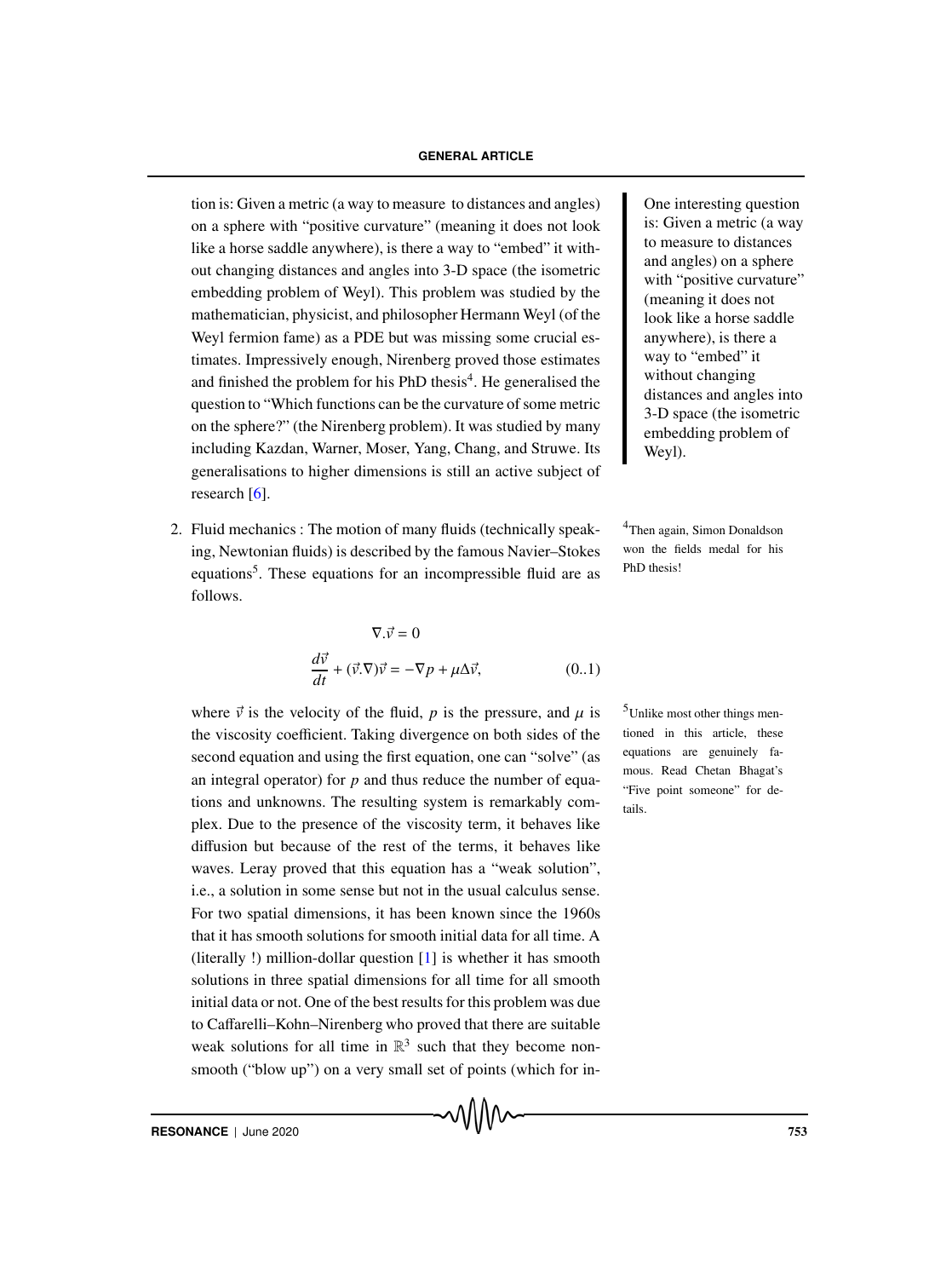tion is: Given a metric (a way to measure to distances and angles) on a sphere with "positive curvature" (meaning it does not look like a horse saddle anywhere), is there a way to "embed" it without changing distances and angles into 3-D space (the isometric embedding problem of Weyl). This problem was studied by the mathematician, physicist, and philosopher Hermann Weyl (of the Weyl fermion fame) as a PDE but was missing some crucial estimates. Impressively enough, Nirenberg proved those estimates and finished the problem for his PhD thesis[4]. He generalised the question to "Which functions can be the curvature of some metric on the sphere?" (the Nirenberg problem). It was studied by many including Kazdan, Warner, Moser, Yang, Chang, and Struwe. Its generalisations to higher dimensions is still an active subject of research [6].

> One interesting question is: Given a metric (a way to measure to distances and angles) on a sphere with "positive curvature" (meaning it does not look like a horse saddle anywhere), is there a way to "embed" it without changing distances and angles into 3-D space (the isometric embedding problem of Weyl).

[4] Then again, Simon Donaldson won the fields medal for his PhD thesis!

2. Fluid mechanics : The motion of many fluids (technically speaking, Newtonian fluids) is described by the famous Navier–Stokes equations[5]. These equations for an incompressible fluid are as follows.

$$
\begin{aligned}
\nabla . \vec{v} &= 0 \\
\frac{d\vec{v}}{dt} + (\vec{v}.\nabla)\vec{v} &= -\nabla p + \mu \Delta \vec{v}, \qquad (0..1)
\end{aligned}
$$

where $\vec{v}$ is the velocity of the fluid, $p$ is the pressure, and $\mu$ is the viscosity coefficient. Taking divergence on both sides of the second equation and using the first equation, one can "solve" (as an integral operator) for $p$ and thus reduce the number of equations and unknowns. The resulting system is remarkably complex. Due to the presence of the viscosity term, it behaves like diffusion but because of the rest of the terms, it behaves like waves. Leray proved that this equation has a "weak solution", i.e., a solution in some sense but not in the usual calculus sense. For two spatial dimensions, it has been known since the 1960s that it has smooth solutions for smooth initial data for all time. A (literally !) million-dollar question [1] is whether it has smooth solutions in three spatial dimensions for all time for all smooth initial data or not. One of the best results for this problem was due to Caffarelli–Kohn–Nirenberg who proved that there are suitable weak solutions for all time in $\mathbb{R}^3$ such that they become non-smooth ("blow up") on a very small set of points (which for in-

[5] Unlike most other things mentioned in this article, these equations are genuinely famous. Read Chetan Bhagat's "Five point someone" for details.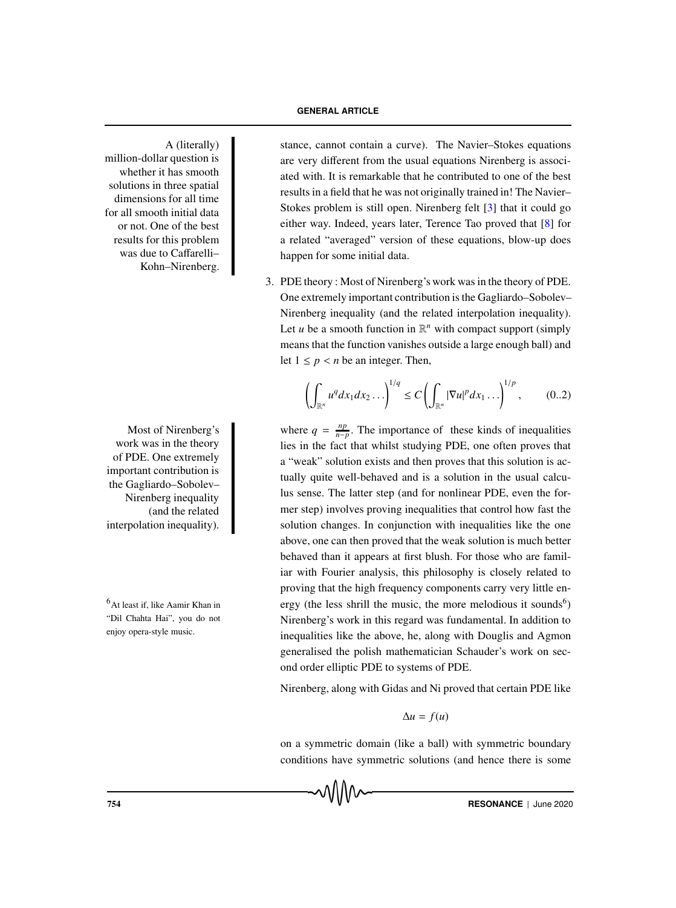A (literally) million-dollar question is whether it has smooth solutions in three spatial dimensions for all time for all smooth initial data or not. One of the best results for this problem was due to Caffarelli–Kohn–Nirenberg.

stance, cannot contain a curve). The Navier–Stokes equations are very different from the usual equations Nirenberg is associated with. It is remarkable that he contributed to one of the best results in a field that he was not originally trained in! The Navier–Stokes problem is still open. Nirenberg felt [3] that it could go either way. Indeed, years later, Terence Tao proved that [8] for a related "averaged" version of these equations, blow-up does happen for some initial data.

3. PDE theory : Most of Nirenberg's work was in the theory of PDE. One extremely important contribution is the Gagliardo–Sobolev–Nirenberg inequality (and the related interpolation inequality). Let $u$ be a smooth function in $\mathbb{R}^n$ with compact support (simply means that the function vanishes outside a large enough ball) and let $1 \leq p < n$ be an integer. Then,

$$\left(\int_{\mathbb{R}^n} u^q dx_1 dx_2 \ldots\right)^{1/q} \leq C\left(\int_{\mathbb{R}^n} |\nabla u|^p dx_1 \ldots\right)^{1/p}, \qquad (0..2)$$

Most of Nirenberg's work was in the theory of PDE. One extremely important contribution is the Gagliardo–Sobolev–Nirenberg inequality (and the related interpolation inequality).

where $q = \frac{np}{n-p}$. The importance of these kinds of inequalities lies in the fact that whilst studying PDE, one often proves that a "weak" solution exists and then proves that this solution is actually quite well-behaved and is a solution in the usual calculus sense. The latter step (and for nonlinear PDE, even the former step) involves proving inequalities that control how fast the solution changes. In conjunction with inequalities like the one above, one can then proved that the weak solution is much better behaved than it appears at first blush. For those who are familiar with Fourier analysis, this philosophy is closely related to proving that the high frequency components carry very little energy (the less shrill the music, the more melodious it sounds[6]) Nirenberg's work in this regard was fundamental. In addition to inequalities like the above, he, along with Douglis and Agmon generalised the polish mathematician Schauder's work on second order elliptic PDE to systems of PDE.

[6] At least if, like Aamir Khan in "Dil Chahta Hai", you do not enjoy opera-style music.

Nirenberg, along with Gidas and Ni proved that certain PDE like

$$\Delta u = f(u)$$

on a symmetric domain (like a ball) with symmetric boundary conditions have symmetric solutions (and hence there is some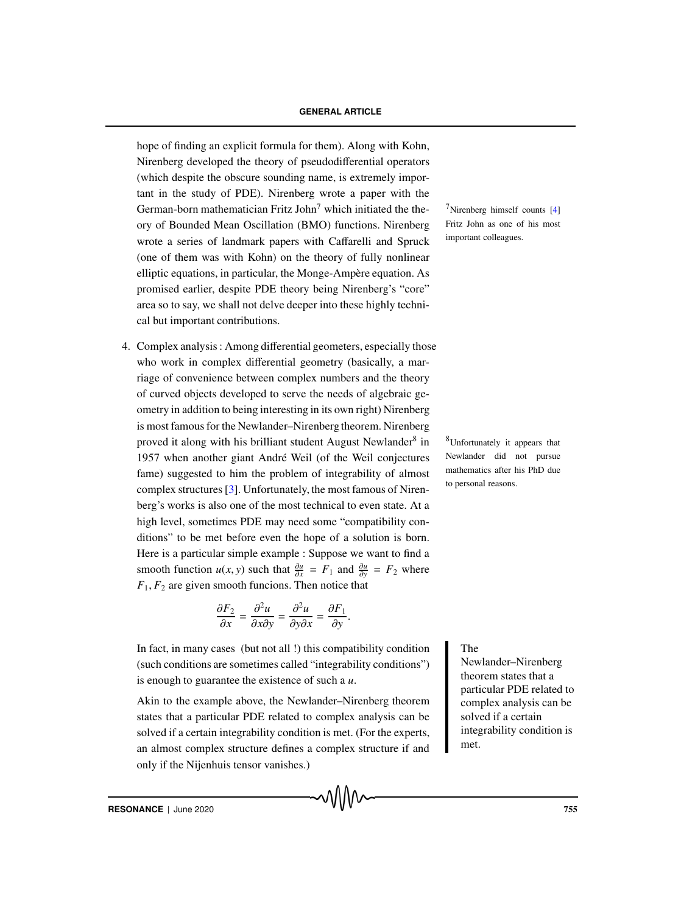hope of finding an explicit formula for them). Along with Kohn, Nirenberg developed the theory of pseudodifferential operators (which despite the obscure sounding name, is extremely important in the study of PDE). Nirenberg wrote a paper with the German-born mathematician Fritz John[7] which initiated the theory of Bounded Mean Oscillation (BMO) functions. Nirenberg wrote a series of landmark papers with Caffarelli and Spruck (one of them was with Kohn) on the theory of fully nonlinear elliptic equations, in particular, the Monge-Ampère equation. As promised earlier, despite PDE theory being Nirenberg's "core" area so to say, we shall not delve deeper into these highly technical but important contributions.

[7] Nirenberg himself counts [4] Fritz John as one of his most important colleagues.

4. Complex analysis : Among differential geometers, especially those who work in complex differential geometry (basically, a marriage of convenience between complex numbers and the theory of curved objects developed to serve the needs of algebraic geometry in addition to being interesting in its own right) Nirenberg is most famous for the Newlander–Nirenberg theorem. Nirenberg proved it along with his brilliant student August Newlander[8] in 1957 when another giant André Weil (of the Weil conjectures fame) suggested to him the problem of integrability of almost complex structures [3]. Unfortunately, the most famous of Nirenberg's works is also one of the most technical to even state. At a high level, sometimes PDE may need some "compatibility conditions" to be met before even the hope of a solution is born. Here is a particular simple example : Suppose we want to find a smooth function $u(x, y)$ such that $\frac{\partial u}{\partial x} = F_1$ and $\frac{\partial u}{\partial y} = F_2$ where $F_1, F_2$ are given smooth funcions. Then notice that

$$\frac{\partial F_2}{\partial x} = \frac{\partial^2 u}{\partial x \partial y} = \frac{\partial^2 u}{\partial y \partial x} = \frac{\partial F_1}{\partial y}.$$

In fact, in many cases (but not all !) this compatibility condition (such conditions are sometimes called "integrability conditions") is enough to guarantee the existence of such a $u$.

Akin to the example above, the Newlander–Nirenberg theorem states that a particular PDE related to complex analysis can be solved if a certain integrability condition is met. (For the experts, an almost complex structure defines a complex structure if and only if the Nijenhuis tensor vanishes.)

[8] Unfortunately it appears that Newlander did not pursue mathematics after his PhD due to personal reasons.

The Newlander–Nirenberg theorem states that a particular PDE related to complex analysis can be solved if a certain integrability condition is met.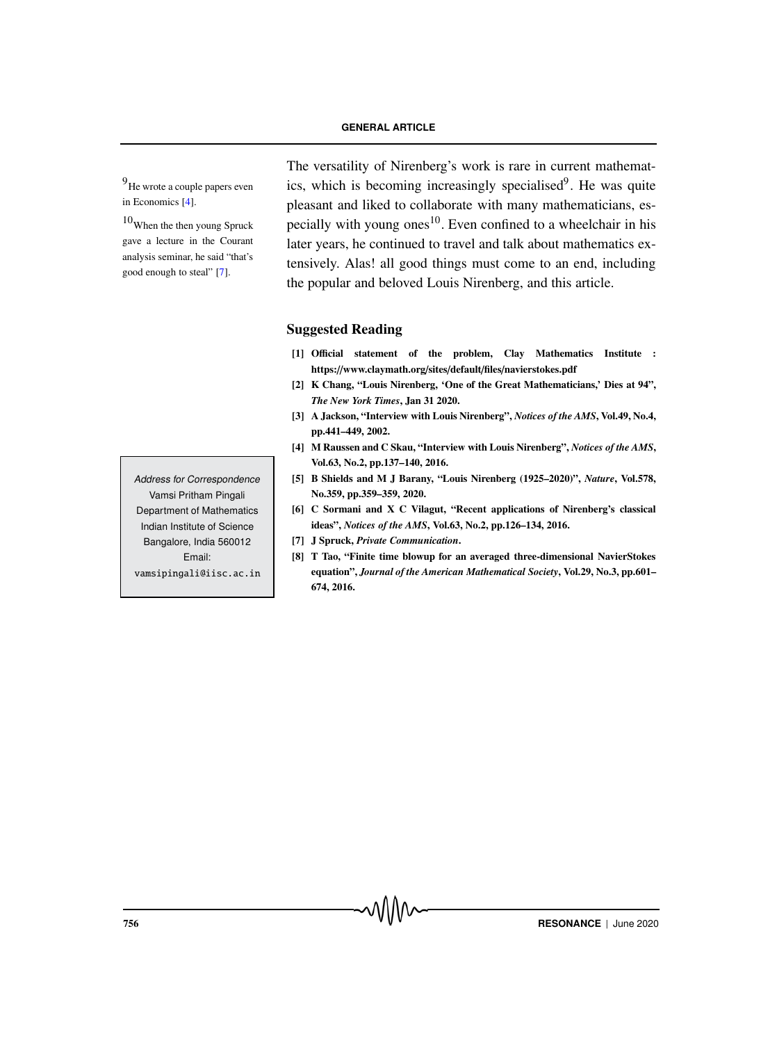The versatility of Nirenberg's work is rare in current mathematics, which is becoming increasingly specialised[9]. He was quite pleasant and liked to collaborate with many mathematicians, especially with young ones[10]. Even confined to a wheelchair in his later years, he continued to travel and talk about mathematics extensively. Alas! all good things must come to an end, including the popular and beloved Louis Nirenberg, and this article.

[9] He wrote a couple papers even in Economics [4].

[10] When the then young Spruck gave a lecture in the Courant analysis seminar, he said "that's good enough to steal" [7].

## Suggested Reading

**[1] Official statement of the problem, Clay Mathematics Institute : https://www.claymath.org/sites/default/files/navierstokes.pdf**

**[2] K Chang, "Louis Nirenberg, 'One of the Great Mathematicians,' Dies at 94", *The New York Times*, Jan 31 2020.**

**[3] A Jackson, "Interview with Louis Nirenberg", *Notices of the AMS*, Vol.49, No.4, pp.441–449, 2002.**

**[4] M Raussen and C Skau, "Interview with Louis Nirenberg", *Notices of the AMS*, Vol.63, No.2, pp.137–140, 2016.**

**[5] B Shields and M J Barany, "Louis Nirenberg (1925–2020)", *Nature*, Vol.578, No.359, pp.359–359, 2020.**

**[6] C Sormani and X C Vilagut, "Recent applications of Nirenberg's classical ideas", *Notices of the AMS*, Vol.63, No.2, pp.126–134, 2016.**

**[7] J Spruck, *Private Communication*.**

**[8] T Tao, "Finite time blowup for an averaged three-dimensional NavierStokes equation", *Journal of the American Mathematical Society*, Vol.29, No.3, pp.601–674, 2016.**

*Address for Correspondence*
Vamsi Pritham Pingali
Department of Mathematics
Indian Institute of Science
Bangalore, India 560012
Email:
vamsipingali@iisc.ac.in